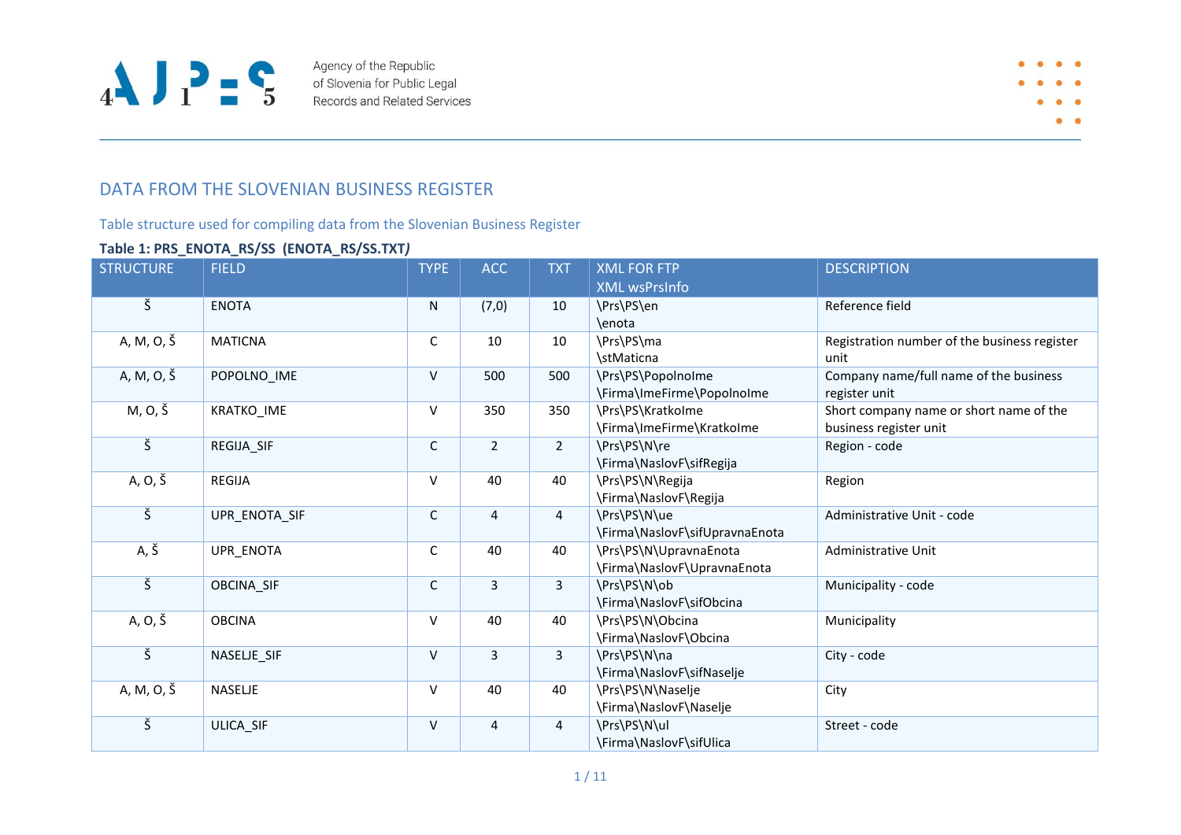Agency of the Republic of Slovenia for Public Legal Records and Related Services

# DATA FROM THE SLOVENIAN BUSINESS REGISTER

## Table structure used for compiling data from the Slovenian Business Register

**Table 1: PRS_ENOTA_RS/SS (ENOTA_RS/SS.TXT)**

| STRUCTURE | FIELD | TYPE | ACC | TXT | XML FOR FTP XML wsPrsInfo | DESCRIPTION |
|---|---|---|---|---|---|---|
| Š | ENOTA | N | (7,0) | 10 | \Prs\PS\en \enota | Reference field |
| A, M, O, Š | MATICNA | C | 10 | 10 | \Prs\PS\ma \stMaticna | Registration number of the business register unit |
| A, M, O, Š | POPOLNO_IME | V | 500 | 500 | \Prs\PS\PopolnoIme \Firma\ImeFirme\PopolnoIme | Company name/full name of the business register unit |
| M, O, Š | KRATKO_IME | V | 350 | 350 | \Prs\PS\KratkoIme \Firma\ImeFirme\KratkoIme | Short company name or short name of the business register unit |
| Š | REGIJA_SIF | C | 2 | 2 | \Prs\PS\N\re \Firma\NaslovF\sifRegija | Region - code |
| A, O, Š | REGIJA | V | 40 | 40 | \Prs\PS\N\Regija \Firma\NaslovF\Regija | Region |
| Š | UPR_ENOTA_SIF | C | 4 | 4 | \Prs\PS\N\ue \Firma\NaslovF\sifUpravnaEnota | Administrative Unit - code |
| A, Š | UPR_ENOTA | C | 40 | 40 | \Prs\PS\N\UpravnaEnota \Firma\NaslovF\UpravnaEnota | Administrative Unit |
| Š | OBCINA_SIF | C | 3 | 3 | \Prs\PS\N\ob \Firma\NaslovF\sifObcina | Municipality - code |
| A, O, Š | OBCINA | V | 40 | 40 | \Prs\PS\N\Obcina \Firma\NaslovF\Obcina | Municipality |
| Š | NASELJE_SIF | V | 3 | 3 | \Prs\PS\N\na \Firma\NaslovF\sifNaselje | City - code |
| A, M, O, Š | NASELJE | V | 40 | 40 | \Prs\PS\N\Naselje \Firma\NaslovF\Naselje | City |
| Š | ULICA_SIF | V | 4 | 4 | \Prs\PS\N\ul \Firma\NaslovF\sifUlica | Street - code |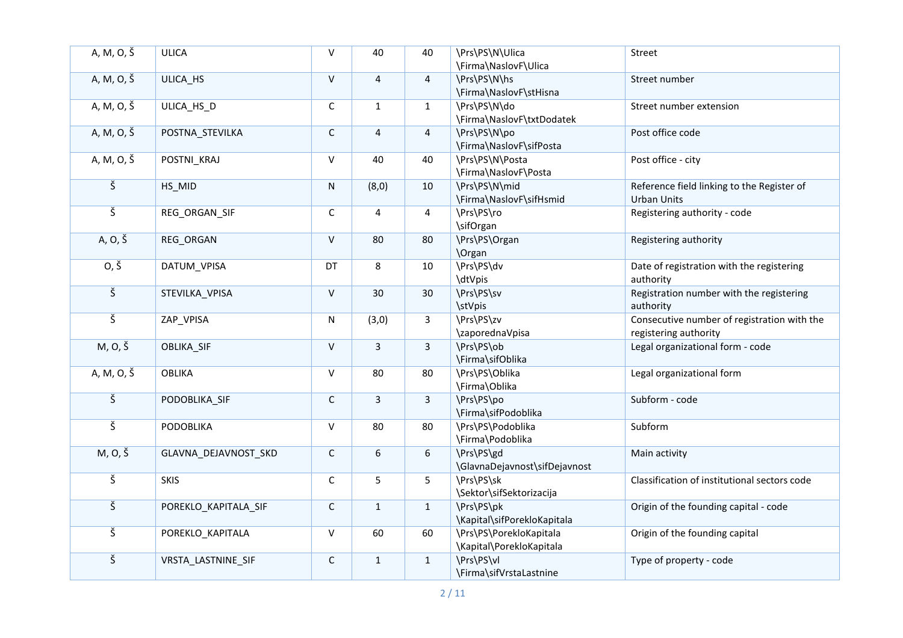| A, M, O, Š | ULICA | V | 40 | 40 | \Prs\PS\N\Ulica<br>\Firma\NaslovF\Ulica | Street |
|---|---|---|---|---|---|---|
| A, M, O, Š | ULICA_HS | V | 4 | 4 | \Prs\PS\N\hs<br>\Firma\NaslovF\stHisna | Street number |
| A, M, O, Š | ULICA_HS_D | C | 1 | 1 | \Prs\PS\N\do<br>\Firma\NaslovF\txtDodatek | Street number extension |
| A, M, O, Š | POSTNA_STEVILKA | C | 4 | 4 | \Prs\PS\N\po<br>\Firma\NaslovF\sifPosta | Post office code |
| A, M, O, Š | POSTNI_KRAJ | V | 40 | 40 | \Prs\PS\N\Posta<br>\Firma\NaslovF\Posta | Post office - city |
| Š | HS_MID | N | (8,0) | 10 | \Prs\PS\N\mid<br>\Firma\NaslovF\sifHsmid | Reference field linking to the Register of Urban Units |
| Š | REG_ORGAN_SIF | C | 4 | 4 | \Prs\PS\ro<br>\sifOrgan | Registering authority - code |
| A, O, Š | REG_ORGAN | V | 80 | 80 | \Prs\PS\Organ<br>\Organ | Registering authority |
| O, Š | DATUM_VPISA | DT | 8 | 10 | \Prs\PS\dv<br>\dtVpis | Date of registration with the registering authority |
| Š | STEVILKA_VPISA | V | 30 | 30 | \Prs\PS\sv<br>\stVpis | Registration number with the registering authority |
| Š | ZAP_VPISA | N | (3,0) | 3 | \Prs\PS\zv<br>\zaporednaVpisa | Consecutive number of registration with the registering authority |
| M, O, Š | OBLIKA_SIF | V | 3 | 3 | \Prs\PS\ob<br>\Firma\sifOblika | Legal organizational form - code |
| A, M, O, Š | OBLIKA | V | 80 | 80 | \Prs\PS\Oblika<br>\Firma\Oblika | Legal organizational form |
| Š | PODOBLIKA_SIF | C | 3 | 3 | \Prs\PS\po<br>\Firma\sifPodoblika | Subform - code |
| Š | PODOBLIKA | V | 80 | 80 | \Prs\PS\Podoblika<br>\Firma\Podoblika | Subform |
| M, O, Š | GLAVNA_DEJAVNOST_SKD | C | 6 | 6 | \Prs\PS\gd<br>\GlavnaDejavnost\sifDejavnost | Main activity |
| Š | SKIS | C | 5 | 5 | \Prs\PS\sk<br>\Sektor\sifSektorizacija | Classification of institutional sectors code |
| Š | POREKLO_KAPITALA_SIF | C | 1 | 1 | \Prs\PS\pk<br>\Kapital\sifPorekloKapitala | Origin of the founding capital - code |
| Š | POREKLO_KAPITALA | V | 60 | 60 | \Prs\PS\PorekloKapitala<br>\Kapital\PorekloKapitala | Origin of the founding capital |
| Š | VRSTA_LASTNINE_SIF | C | 1 | 1 | \Prs\PS\vl<br>\Firma\sifVrstaLastnine | Type of property - code |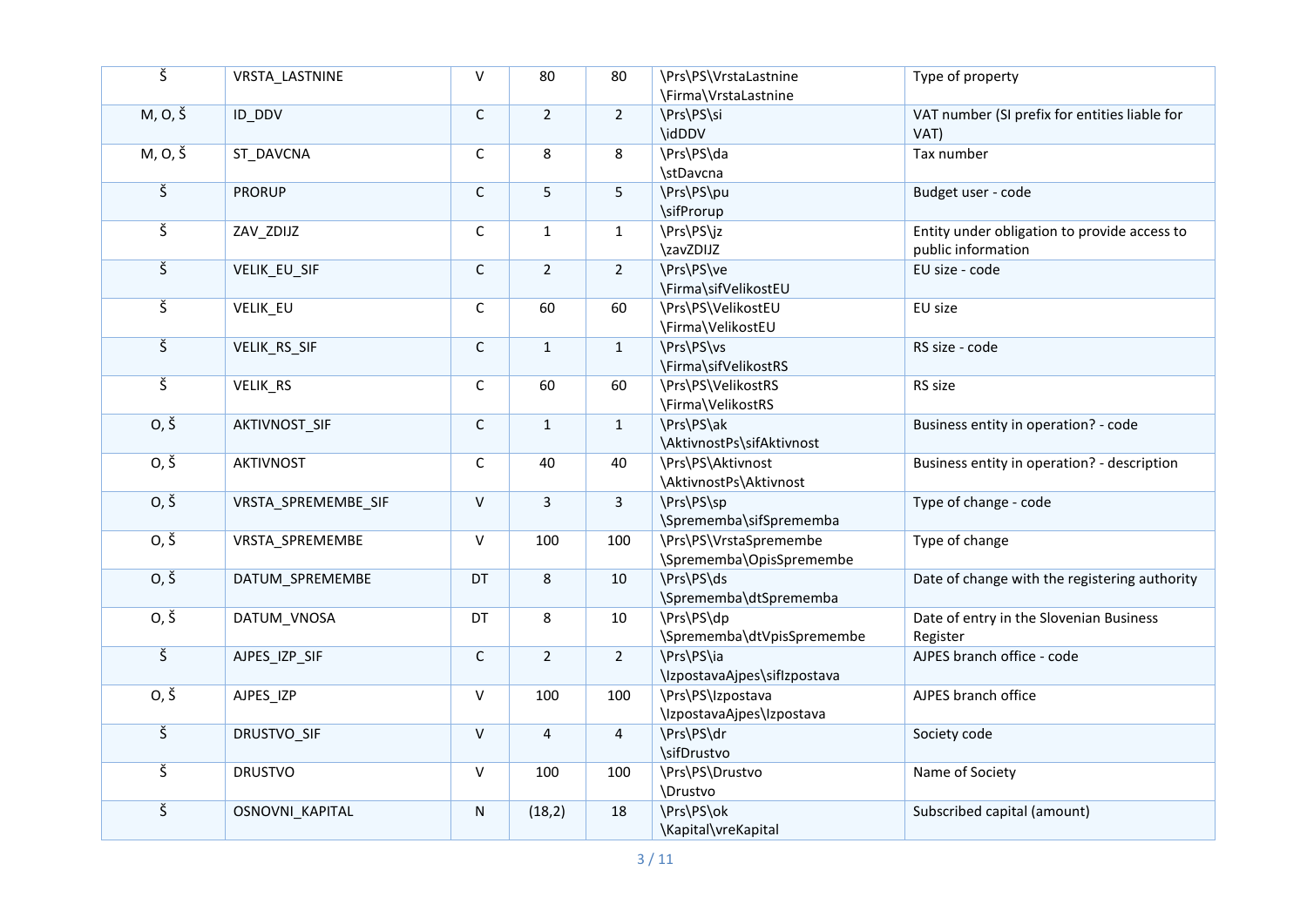| Š | VRSTA_LASTNINE | V | 80 | 80 | \Prs\PS\VrstaLastnine \Firma\VrstaLastnine | Type of property |
|---|---|---|---|---|---|---|
| M, O, Š | ID_DDV | C | 2 | 2 | \Prs\PS\si \idDDV | VAT number (SI prefix for entities liable for VAT) |
| M, O, Š | ST_DAVCNA | C | 8 | 8 | \Prs\PS\da \stDavcna | Tax number |
| Š | PRORUP | C | 5 | 5 | \Prs\PS\pu \sifProrup | Budget user - code |
| Š | ZAV_ZDIJZ | C | 1 | 1 | \Prs\PS\jz \zavZDIJZ | Entity under obligation to provide access to public information |
| Š | VELIK_EU_SIF | C | 2 | 2 | \Prs\PS\ve \Firma\sifVelikostEU | EU size - code |
| Š | VELIK_EU | C | 60 | 60 | \Prs\PS\VelikostEU \Firma\VelikostEU | EU size |
| Š | VELIK_RS_SIF | C | 1 | 1 | \Prs\PS\vs \Firma\sifVelikostRS | RS size - code |
| Š | VELIK_RS | C | 60 | 60 | \Prs\PS\VelikostRS \Firma\VelikostRS | RS size |
| O, Š | AKTIVNOST_SIF | C | 1 | 1 | \Prs\PS\ak \AktivnostPs\sifAktivnost | Business entity in operation? - code |
| O, Š | AKTIVNOST | C | 40 | 40 | \Prs\PS\Aktivnost \AktivnostPs\Aktivnost | Business entity in operation? - description |
| O, Š | VRSTA_SPREMEMBE_SIF | V | 3 | 3 | \Prs\PS\sp \Sprememba\sifSprememba | Type of change - code |
| O, Š | VRSTA_SPREMEMBE | V | 100 | 100 | \Prs\PS\VrstaSpremembe \Sprememba\OpisSpremembe | Type of change |
| O, Š | DATUM_SPREMEMBE | DT | 8 | 10 | \Prs\PS\ds \Sprememba\dtSprememba | Date of change with the registering authority |
| O, Š | DATUM_VNOSA | DT | 8 | 10 | \Prs\PS\dp \Sprememba\dtVpisSpremembe | Date of entry in the Slovenian Business Register |
| Š | AJPES_IZP_SIF | C | 2 | 2 | \Prs\PS\ia \IzpostavaAjpes\sifIzpostava | AJPES branch office - code |
| O, Š | AJPES_IZP | V | 100 | 100 | \Prs\PS\Izpostava \IzpostavaAjpes\Izpostava | AJPES branch office |
| Š | DRUSTVO_SIF | V | 4 | 4 | \Prs\PS\dr \sifDrustvo | Society code |
| Š | DRUSTVO | V | 100 | 100 | \Prs\PS\Drustvo \Drustvo | Name of Society |
| Š | OSNOVNI_KAPITAL | N | (18,2) | 18 | \Prs\PS\ok \Kapital\vreKapital | Subscribed capital (amount) |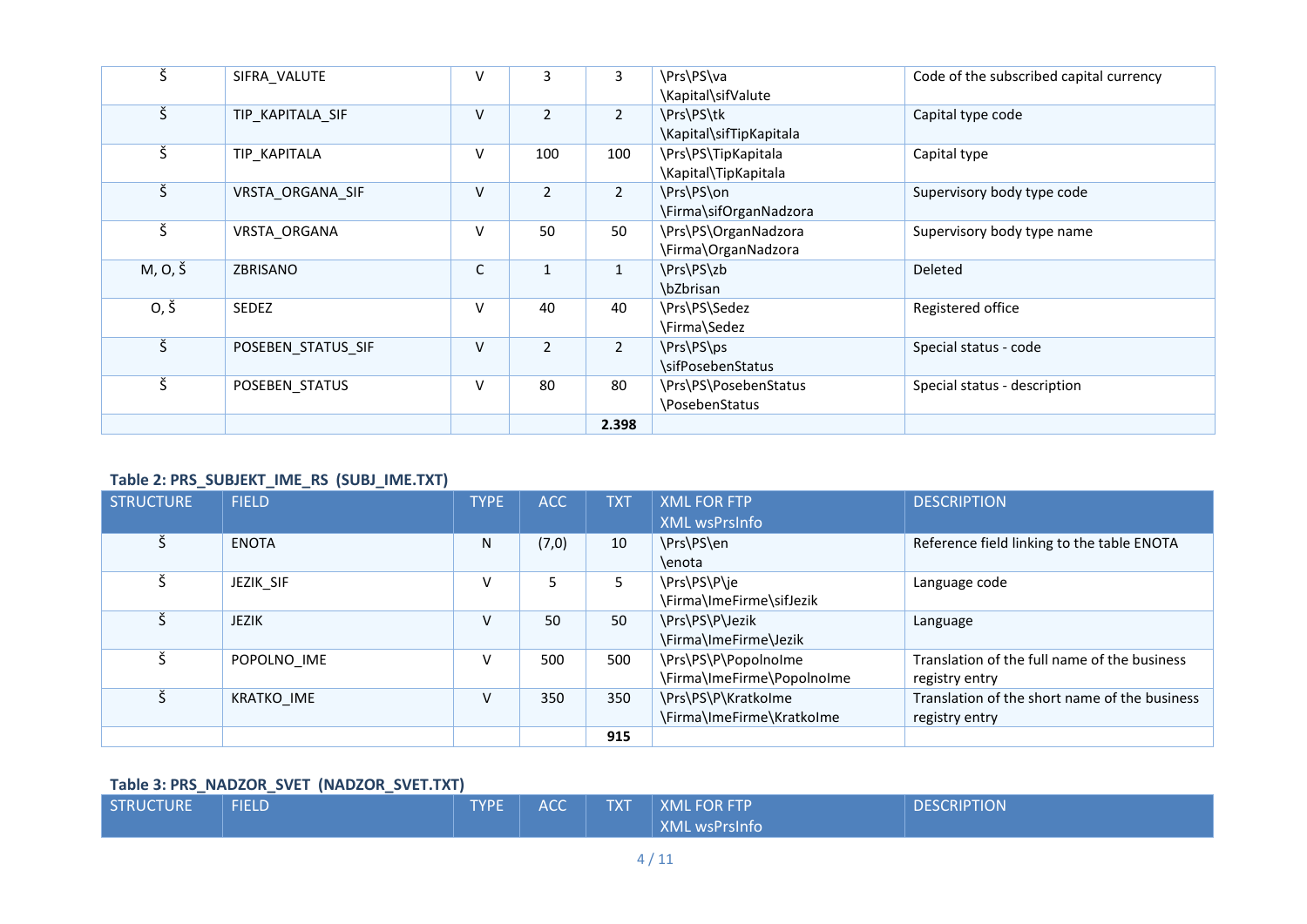| STRUCTURE | FIELD | TYPE | ACC | TXT | XML FOR FTP<br>XML wsPrsInfo | DESCRIPTION |
|---|---|---|---|---|---|---|
| Š | SIFRA_VALUTE | V | 3 | 3 | \Prs\PS\va<br>\Kapital\sifValute | Code of the subscribed capital currency |
| Š | TIP_KAPITALA_SIF | V | 2 | 2 | \Prs\PS\tk<br>\Kapital\sifTipKapitala | Capital type code |
| Š | TIP_KAPITALA | V | 100 | 100 | \Prs\PS\TipKapitala<br>\Kapital\TipKapitala | Capital type |
| Š | VRSTA_ORGANA_SIF | V | 2 | 2 | \Prs\PS\on<br>\Firma\sifOrganNadzora | Supervisory body type code |
| Š | VRSTA_ORGANA | V | 50 | 50 | \Prs\PS\OrganNadzora<br>\Firma\OrganNadzora | Supervisory body type name |
| M, O, Š | ZBRISANO | C | 1 | 1 | \Prs\PS\zb<br>\bZbrisan | Deleted |
| O, Š | SEDEZ | V | 40 | 40 | \Prs\PS\Sedez<br>\Firma\Sedez | Registered office |
| Š | POSEBEN_STATUS_SIF | V | 2 | 2 | \Prs\PS\ps<br>\sifPosebenStatus | Special status - code |
| Š | POSEBEN_STATUS | V | 80 | 80 | \Prs\PS\PosebenStatus<br>\PosebenStatus | Special status - description |
| | | | | **2.398** | | |

### Table 2: PRS_SUBJEKT_IME_RS (SUBJ_IME.TXT)

| STRUCTURE | FIELD | TYPE | ACC | TXT | XML FOR FTP<br>XML wsPrsInfo | DESCRIPTION |
|---|---|---|---|---|---|---|
| Š | ENOTA | N | (7,0) | 10 | \Prs\PS\en<br>\enota | Reference field linking to the table ENOTA |
| Š | JEZIK_SIF | V | 5 | 5 | \Prs\PS\P\je<br>\Firma\ImeFirme\sifJezik | Language code |
| Š | JEZIK | V | 50 | 50 | \Prs\PS\P\Jezik<br>\Firma\ImeFirme\Jezik | Language |
| Š | POPOLNO_IME | V | 500 | 500 | \Prs\PS\P\PopolnoIme<br>\Firma\ImeFirme\PopolnoIme | Translation of the full name of the business registry entry |
| Š | KRATKO_IME | V | 350 | 350 | \Prs\PS\P\KratkoIme<br>\Firma\ImeFirme\KratkoIme | Translation of the short name of the business registry entry |
| | | | | **915** | | |

### Table 3: PRS_NADZOR_SVET (NADZOR_SVET.TXT)

| STRUCTURE | FIELD | TYPE | ACC | TXT | XML FOR FTP<br>XML wsPrsInfo | DESCRIPTION |
|---|---|---|---|---|---|---|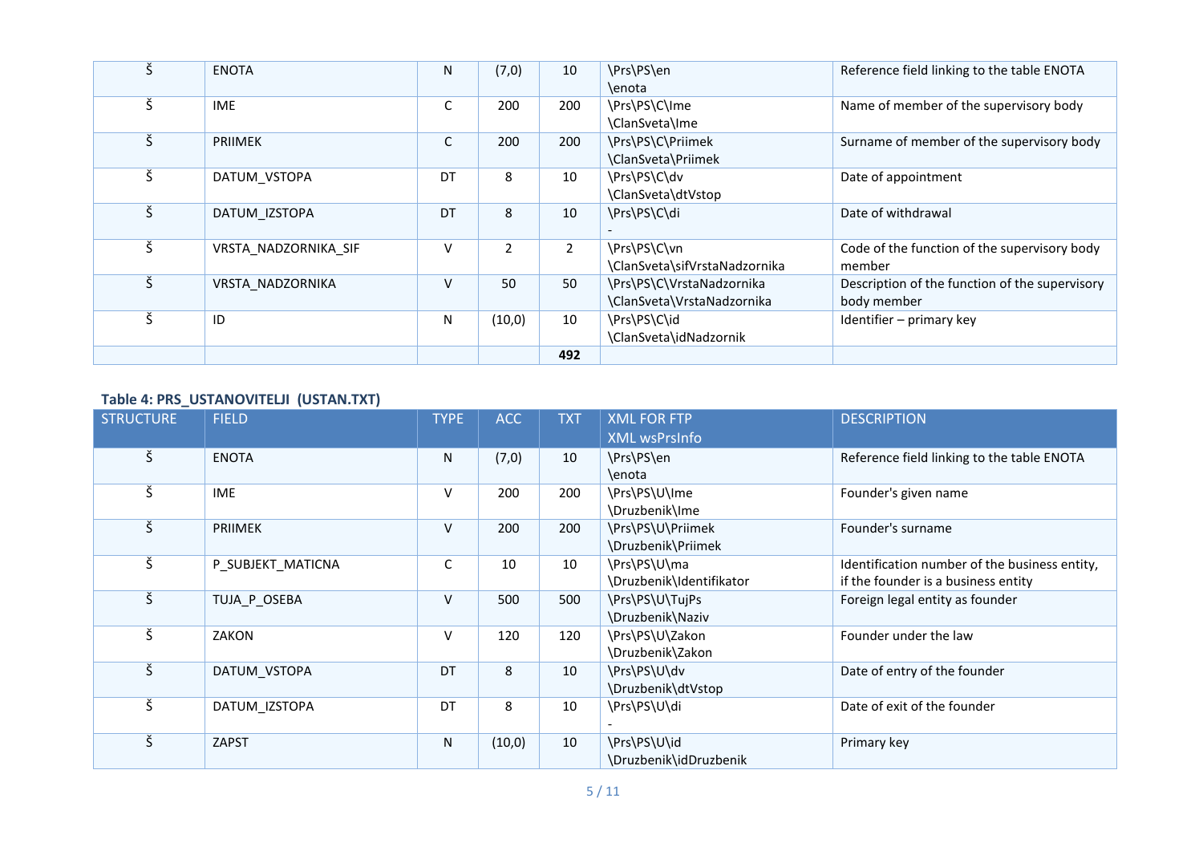| STRUCTURE | FIELD | TYPE | ACC | TXT | XML FOR FTP<br>XML wsPrsInfo | DESCRIPTION |
|---|---|---|---|---|---|---|
| Š | ENOTA | N | (7,0) | 10 | \Prs\PS\en<br>\enota | Reference field linking to the table ENOTA |
| Š | IME | C | 200 | 200 | \Prs\PS\C\Ime<br>\ClanSveta\Ime | Name of member of the supervisory body |
| Š | PRIIMEK | C | 200 | 200 | \Prs\PS\C\Priimek<br>\ClanSveta\Priimek | Surname of member of the supervisory body |
| Š | DATUM_VSTOPA | DT | 8 | 10 | \Prs\PS\C\dv<br>\ClanSveta\dtVstop | Date of appointment |
| Š | DATUM_IZSTOPA | DT | 8 | 10 | \Prs\PS\C\di<br>- | Date of withdrawal |
| Š | VRSTA_NADZORNIKA_SIF | V | 2 | 2 | \Prs\PS\C\vn<br>\ClanSveta\sifVrstaNadzornika | Code of the function of the supervisory body member |
| Š | VRSTA_NADZORNIKA | V | 50 | 50 | \Prs\PS\C\VrstaNadzornika<br>\ClanSveta\VrstaNadzornika | Description of the function of the supervisory body member |
| Š | ID | N | (10,0) | 10 | \Prs\PS\C\id<br>\ClanSveta\idNadzornik | Identifier – primary key |
| | | | | **492** | | |

**Table 4: PRS_USTANOVITELJI (USTAN.TXT)**

| STRUCTURE | FIELD | TYPE | ACC | TXT | XML FOR FTP<br>XML wsPrsInfo | DESCRIPTION |
|---|---|---|---|---|---|---|
| Š | ENOTA | N | (7,0) | 10 | \Prs\PS\en<br>\enota | Reference field linking to the table ENOTA |
| Š | IME | V | 200 | 200 | \Prs\PS\U\Ime<br>\Druzbenik\Ime | Founder's given name |
| Š | PRIIMEK | V | 200 | 200 | \Prs\PS\U\Priimek<br>\Druzbenik\Priimek | Founder's surname |
| Š | P_SUBJEKT_MATICNA | C | 10 | 10 | \Prs\PS\U\ma<br>\Druzbenik\Identifikator | Identification number of the business entity, if the founder is a business entity |
| Š | TUJA_P_OSEBA | V | 500 | 500 | \Prs\PS\U\TujPs<br>\Druzbenik\Naziv | Foreign legal entity as founder |
| Š | ZAKON | V | 120 | 120 | \Prs\PS\U\Zakon<br>\Druzbenik\Zakon | Founder under the law |
| Š | DATUM_VSTOPA | DT | 8 | 10 | \Prs\PS\U\dv<br>\Druzbenik\dtVstop | Date of entry of the founder |
| Š | DATUM_IZSTOPA | DT | 8 | 10 | \Prs\PS\U\di<br>- | Date of exit of the founder |
| Š | ZAPST | N | (10,0) | 10 | \Prs\PS\U\id<br>\Druzbenik\idDruzbenik | Primary key |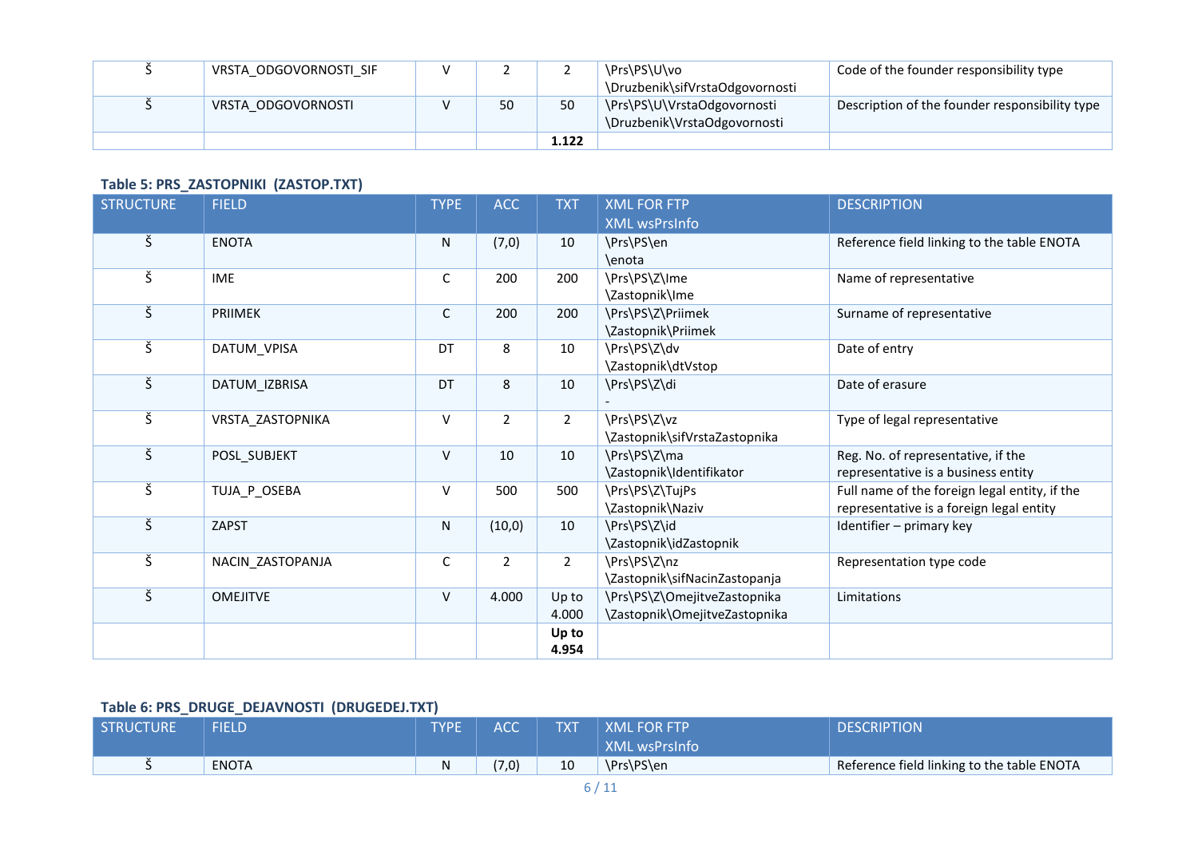| STRUCTURE | FIELD | TYPE | ACC | TXT | XML FOR FTP<br>XML wsPrsInfo | DESCRIPTION |
|---|---|---|---|---|---|---|
| Š | VRSTA_ODGOVORNOSTI_SIF | V | 2 | 2 | \Prs\PS\U\vo<br>\Druzbenik\sifVrstaOdgovornosti | Code of the founder responsibility type |
| Š | VRSTA_ODGOVORNOSTI | V | 50 | 50 | \Prs\PS\U\VrstaOdgovornosti<br>\Druzbenik\VrstaOdgovornosti | Description of the founder responsibility type |
| | | | | **1.122** | | |

### Table 5: PRS_ZASTOPNIKI (ZASTOP.TXT)

| STRUCTURE | FIELD | TYPE | ACC | TXT | XML FOR FTP<br>XML wsPrsInfo | DESCRIPTION |
|---|---|---|---|---|---|---|
| Š | ENOTA | N | (7,0) | 10 | \Prs\PS\en<br>\enota | Reference field linking to the table ENOTA |
| Š | IME | C | 200 | 200 | \Prs\PS\Z\Ime<br>\Zastopnik\Ime | Name of representative |
| Š | PRIIMEK | C | 200 | 200 | \Prs\PS\Z\Priimek<br>\Zastopnik\Priimek | Surname of representative |
| Š | DATUM_VPISA | DT | 8 | 10 | \Prs\PS\Z\dv<br>\Zastopnik\dtVstop | Date of entry |
| Š | DATUM_IZBRISA | DT | 8 | 10 | \Prs\PS\Z\di<br>- | Date of erasure |
| Š | VRSTA_ZASTOPNIKA | V | 2 | 2 | \Prs\PS\Z\vz<br>\Zastopnik\sifVrstaZastopnika | Type of legal representative |
| Š | POSL_SUBJEKT | V | 10 | 10 | \Prs\PS\Z\ma<br>\Zastopnik\Identifikator | Reg. No. of representative, if the representative is a business entity |
| Š | TUJA_P_OSEBA | V | 500 | 500 | \Prs\PS\Z\TujPs<br>\Zastopnik\Naziv | Full name of the foreign legal entity, if the representative is a foreign legal entity |
| Š | ZAPST | N | (10,0) | 10 | \Prs\PS\Z\id<br>\Zastopnik\idZastopnik | Identifier – primary key |
| Š | NACIN_ZASTOPANJA | C | 2 | 2 | \Prs\PS\Z\nz<br>\Zastopnik\sifNacinZastopanja | Representation type code |
| Š | OMEJITVE | V | 4.000 | Up to 4.000 | \Prs\PS\Z\OmejitveZastopnika<br>\Zastopnik\OmejitveZastopnika | Limitations |
| | | | | **Up to 4.954** | | |

### Table 6: PRS_DRUGE_DEJAVNOSTI (DRUGEDEJ.TXT)

| STRUCTURE | FIELD | TYPE | ACC | TXT | XML FOR FTP<br>XML wsPrsInfo | DESCRIPTION |
|---|---|---|---|---|---|---|
| Š | ENOTA | N | (7,0) | 10 | \Prs\PS\en | Reference field linking to the table ENOTA |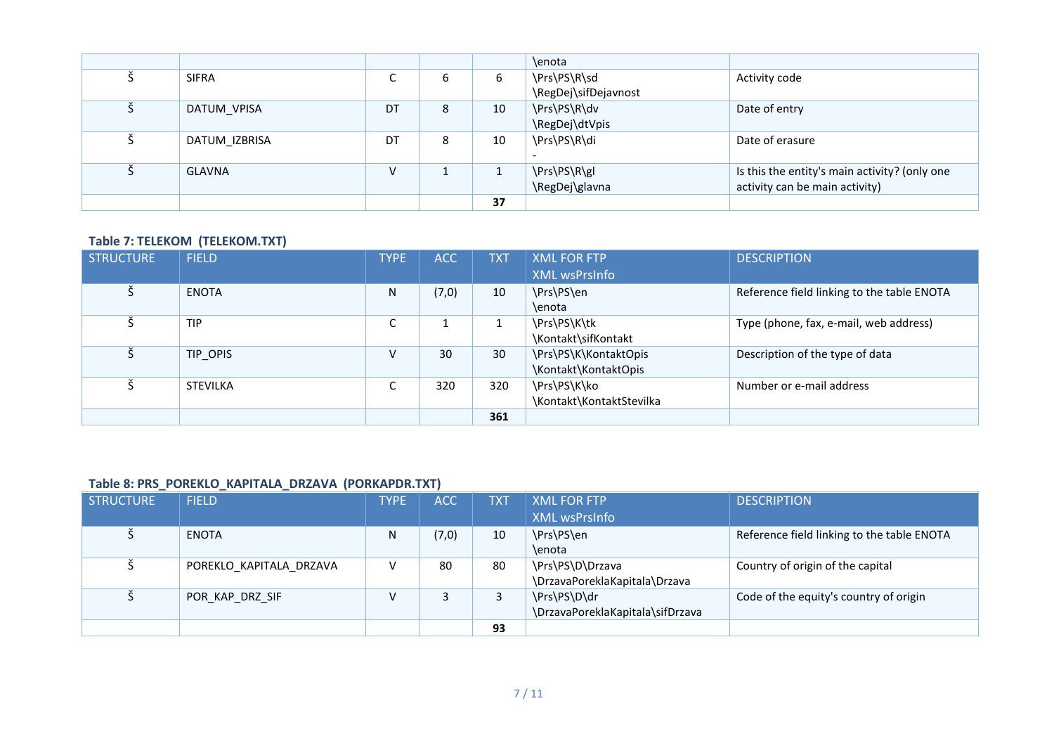| | | | | | \enota | |
|---|---|---|---|---|---|---|
| Š | SIFRA | C | 6 | 6 | \Prs\PS\R\sd \RegDej\sifDejavnost | Activity code |
| Š | DATUM_VPISA | DT | 8 | 10 | \Prs\PS\R\dv \RegDej\dtVpis | Date of entry |
| Š | DATUM_IZBRISA | DT | 8 | 10 | \Prs\PS\R\di - | Date of erasure |
| Š | GLAVNA | V | 1 | 1 | \Prs\PS\R\gl \RegDej\glavna | Is this the entity's main activity? (only one activity can be main activity) |
| | | | | **37** | | |

### Table 7: TELEKOM (TELEKOM.TXT)

| STRUCTURE | FIELD | TYPE | ACC | TXT | XML FOR FTP XML wsPrsInfo | DESCRIPTION |
|---|---|---|---|---|---|---|
| Š | ENOTA | N | (7,0) | 10 | \Prs\PS\en \enota | Reference field linking to the table ENOTA |
| Š | TIP | C | 1 | 1 | \Prs\PS\K\tk \Kontakt\sifKontakt | Type (phone, fax, e-mail, web address) |
| Š | TIP_OPIS | V | 30 | 30 | \Prs\PS\K\KontaktOpis \Kontakt\KontaktOpis | Description of the type of data |
| Š | STEVILKA | C | 320 | 320 | \Prs\PS\K\ko \Kontakt\KontaktStevilka | Number or e-mail address |
| | | | | **361** | | |

### Table 8: PRS_POREKLO_KAPITALA_DRZAVA (PORKAPDR.TXT)

| STRUCTURE | FIELD | TYPE | ACC | TXT | XML FOR FTP XML wsPrsInfo | DESCRIPTION |
|---|---|---|---|---|---|---|
| Š | ENOTA | N | (7,0) | 10 | \Prs\PS\en \enota | Reference field linking to the table ENOTA |
| Š | POREKLO_KAPITALA_DRZAVA | V | 80 | 80 | \Prs\PS\D\Drzava \DrzavaPoreklaKapitala\Drzava | Country of origin of the capital |
| Š | POR_KAP_DRZ_SIF | V | 3 | 3 | \Prs\PS\D\dr \DrzavaPoreklaKapitala\sifDrzava | Code of the equity's country of origin |
| | | | | **93** | | |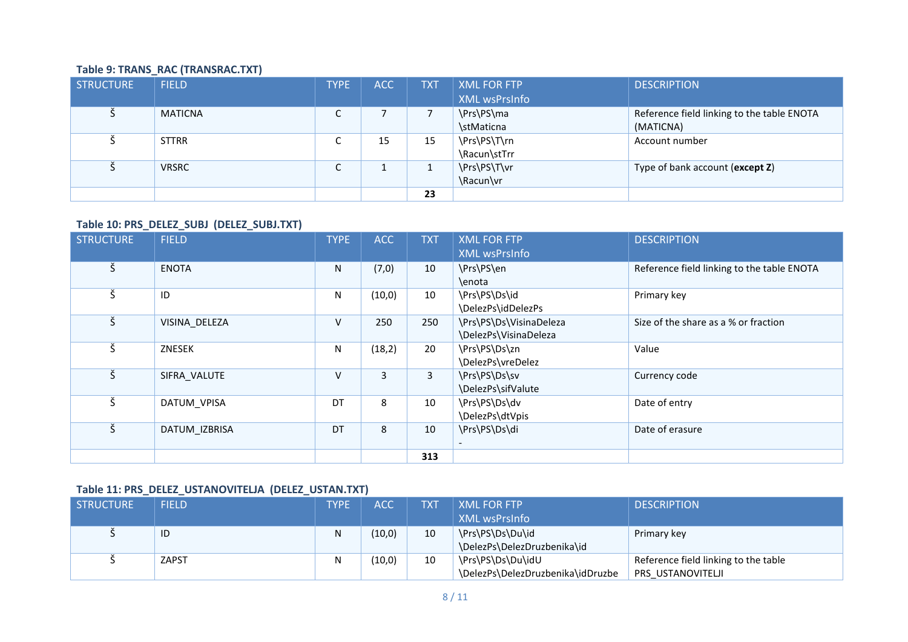**Table 9: TRANS_RAC (TRANSRAC.TXT)**

| STRUCTURE | FIELD | TYPE | ACC | TXT | XML FOR FTP XML wsPrsInfo | DESCRIPTION |
|---|---|---|---|---|---|---|
| Š | MATICNA | C | 7 | 7 | \Prs\PS\ma \stMaticna | Reference field linking to the table ENOTA (MATICNA) |
| Š | STTRR | C | 15 | 15 | \Prs\PS\T\rn \Racun\stTrr | Account number |
| Š | VRSRC | C | 1 | 1 | \Prs\PS\T\vr \Racun\vr | Type of bank account (**except Z**) |
| | | | | **23** | | |

**Table 10: PRS_DELEZ_SUBJ (DELEZ_SUBJ.TXT)**

| STRUCTURE | FIELD | TYPE | ACC | TXT | XML FOR FTP XML wsPrsInfo | DESCRIPTION |
|---|---|---|---|---|---|---|
| Š | ENOTA | N | (7,0) | 10 | \Prs\PS\en \enota | Reference field linking to the table ENOTA |
| Š | ID | N | (10,0) | 10 | \Prs\PS\Ds\id \DelezPs\idDelezPs | Primary key |
| Š | VISINA_DELEZA | V | 250 | 250 | \Prs\PS\Ds\VisinaDeleza \DelezPs\VisinaDeleza | Size of the share as a % or fraction |
| Š | ZNESEK | N | (18,2) | 20 | \Prs\PS\Ds\zn \DelezPs\vreDelez | Value |
| Š | SIFRA_VALUTE | V | 3 | 3 | \Prs\PS\Ds\sv \DelezPs\sifValute | Currency code |
| Š | DATUM_VPISA | DT | 8 | 10 | \Prs\PS\Ds\dv \DelezPs\dtVpis | Date of entry |
| Š | DATUM_IZBRISA | DT | 8 | 10 | \Prs\PS\Ds\di - | Date of erasure |
| | | | | **313** | | |

**Table 11: PRS_DELEZ_USTANOVITELJA (DELEZ_USTAN.TXT)**

| STRUCTURE | FIELD | TYPE | ACC | TXT | XML FOR FTP XML wsPrsInfo | DESCRIPTION |
|---|---|---|---|---|---|---|
| Š | ID | N | (10,0) | 10 | \Prs\PS\Ds\Du\id \DelezPs\DelezDruzbenika\id | Primary key |
| Š | ZAPST | N | (10,0) | 10 | \Prs\PS\Ds\Du\idU \DelezPs\DelezDruzbenika\idDruzbe | Reference field linking to the table PRS_USTANOVITELJI |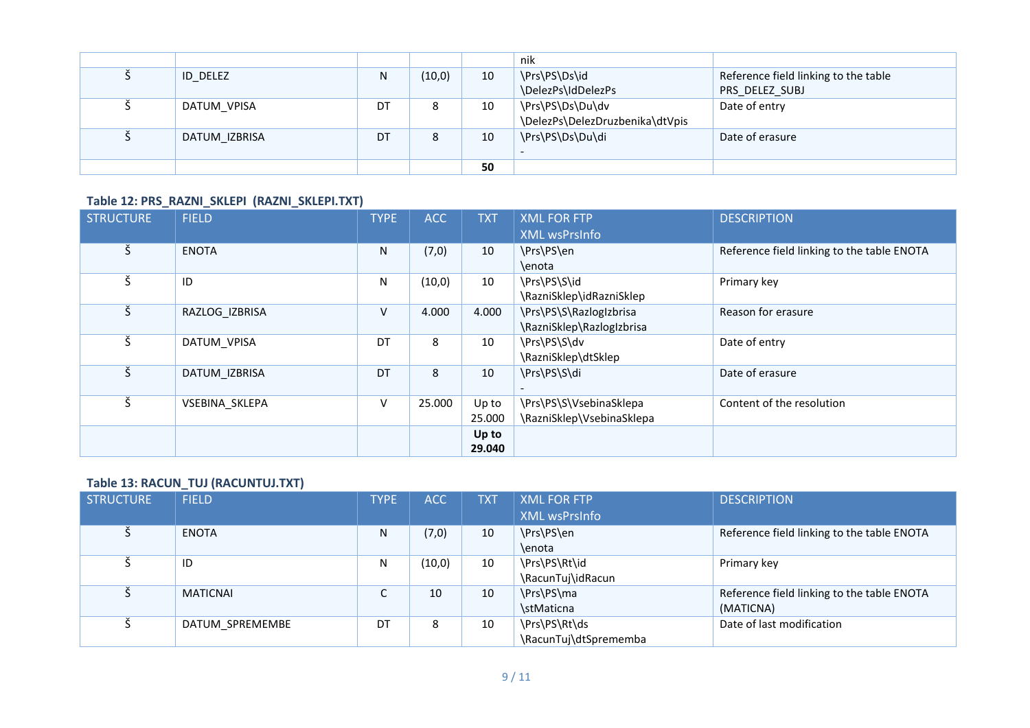| STRUCTURE | FIELD | TYPE | ACC | TXT | XML FOR FTP<br>XML wsPrsInfo | DESCRIPTION |
|---|---|---|---|---|---|---|
| | | | | | nik | |
| Š | ID_DELEZ | N | (10,0) | 10 | \Prs\PS\Ds\id<br>\DelezPs\IdDelezPs | Reference field linking to the table PRS_DELEZ_SUBJ |
| Š | DATUM_VPISA | DT | 8 | 10 | \Prs\PS\Ds\Du\dv<br>\DelezPs\DelezDruzbenika\dtVpis | Date of entry |
| Š | DATUM_IZBRISA | DT | 8 | 10 | \Prs\PS\Ds\Du\di<br>- | Date of erasure |
| | | | | **50** | | |

**Table 12: PRS_RAZNI_SKLEPI (RAZNI_SKLEPI.TXT)**

| STRUCTURE | FIELD | TYPE | ACC | TXT | XML FOR FTP<br>XML wsPrsInfo | DESCRIPTION |
|---|---|---|---|---|---|---|
| Š | ENOTA | N | (7,0) | 10 | \Prs\PS\en<br>\enota | Reference field linking to the table ENOTA |
| Š | ID | N | (10,0) | 10 | \Prs\PS\S\id<br>\RazniSklep\idRazniSklep | Primary key |
| Š | RAZLOG_IZBRISA | V | 4.000 | 4.000 | \Prs\PS\S\RazlogIzbrisa<br>\RazniSklep\RazlogIzbrisa | Reason for erasure |
| Š | DATUM_VPISA | DT | 8 | 10 | \Prs\PS\S\dv<br>\RazniSklep\dtSklep | Date of entry |
| Š | DATUM_IZBRISA | DT | 8 | 10 | \Prs\PS\S\di<br>- | Date of erasure |
| Š | VSEBINA_SKLEPA | V | 25.000 | Up to 25.000 | \Prs\PS\S\VsebinaSklepa<br>\RazniSklep\VsebinaSklepa | Content of the resolution |
| | | | | **Up to 29.040** | | |

**Table 13: RACUN_TUJ (RACUNTUJ.TXT)**

| STRUCTURE | FIELD | TYPE | ACC | TXT | XML FOR FTP<br>XML wsPrsInfo | DESCRIPTION |
|---|---|---|---|---|---|---|
| Š | ENOTA | N | (7,0) | 10 | \Prs\PS\en<br>\enota | Reference field linking to the table ENOTA |
| Š | ID | N | (10,0) | 10 | \Prs\PS\Rt\id<br>\RacunTuj\idRacun | Primary key |
| Š | MATICNAI | C | 10 | 10 | \Prs\PS\ma<br>\stMaticna | Reference field linking to the table ENOTA (MATICNA) |
| Š | DATUM_SPREMEMBE | DT | 8 | 10 | \Prs\PS\Rt\ds<br>\RacunTuj\dtSprememba | Date of last modification |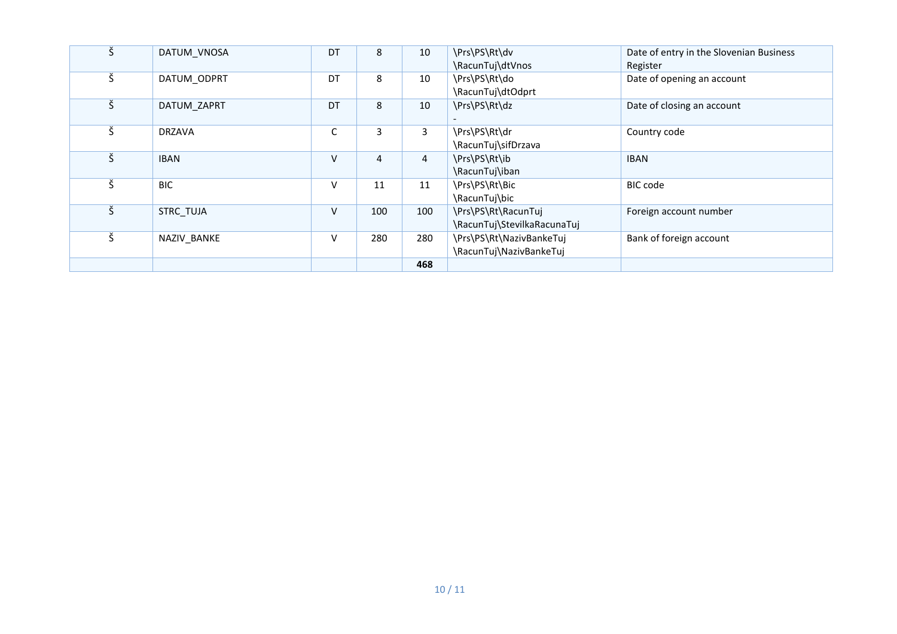| Š | DATUM_VNOSA | DT | 8 | 10 | \Prs\PS\Rt\dv \RacunTuj\dtVnos | Date of entry in the Slovenian Business Register |
|---|---|---|---|---|---|---|
| Š | DATUM_ODPRT | DT | 8 | 10 | \Prs\PS\Rt\do \RacunTuj\dtOdprt | Date of opening an account |
| Š | DATUM_ZAPRT | DT | 8 | 10 | \Prs\PS\Rt\dz - | Date of closing an account |
| Š | DRZAVA | C | 3 | 3 | \Prs\PS\Rt\dr \RacunTuj\sifDrzava | Country code |
| Š | IBAN | V | 4 | 4 | \Prs\PS\Rt\ib \RacunTuj\iban | IBAN |
| Š | BIC | V | 11 | 11 | \Prs\PS\Rt\Bic \RacunTuj\bic | BIC code |
| Š | STRC_TUJA | V | 100 | 100 | \Prs\PS\Rt\RacunTuj \RacunTuj\StevilkaRacunaTuj | Foreign account number |
| Š | NAZIV_BANKE | V | 280 | 280 | \Prs\PS\Rt\NazivBankeTuj \RacunTuj\NazivBankeTuj | Bank of foreign account |
| | | | | **468** | | |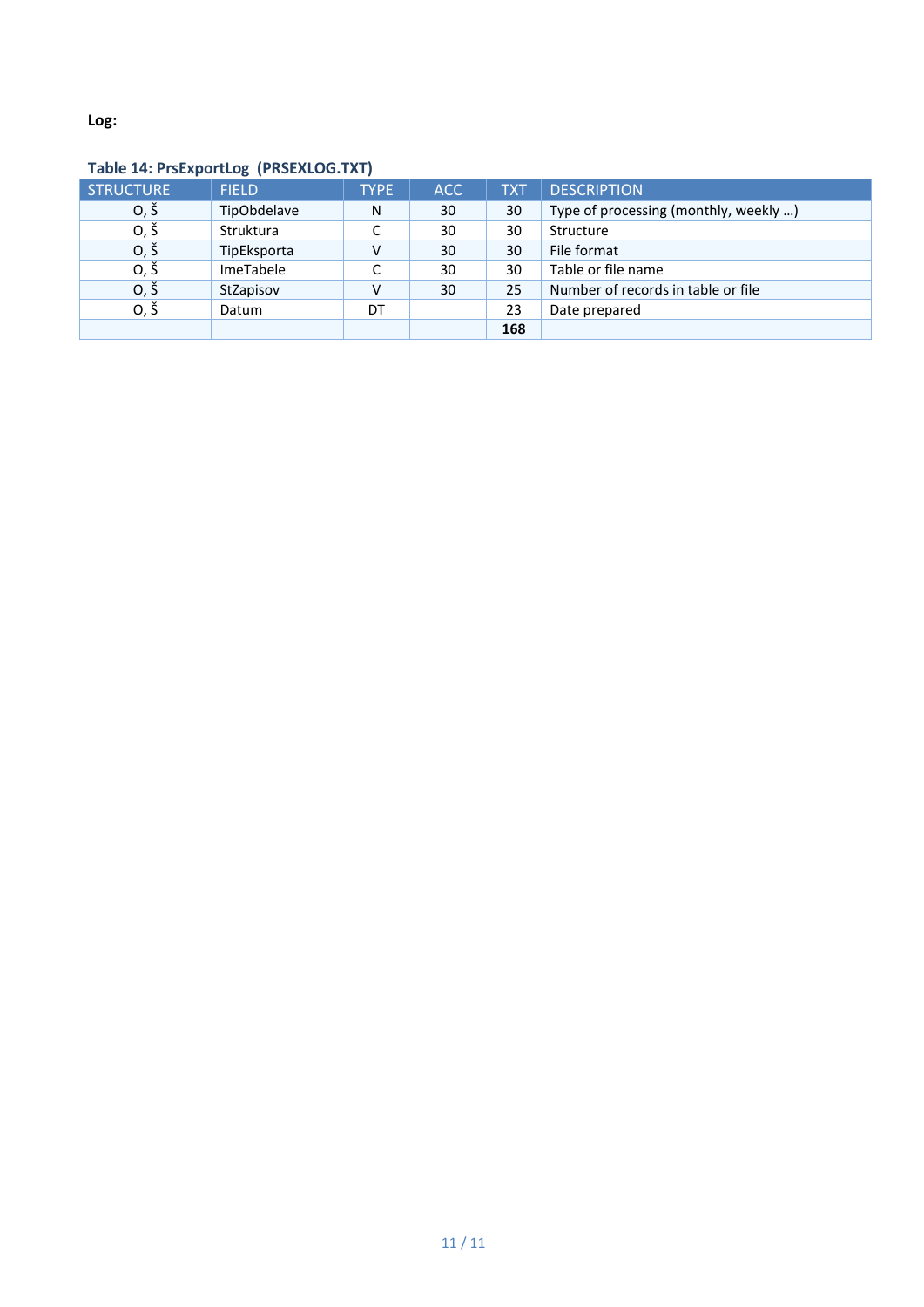**Log:**

**Table 14: PrsExportLog (PRSEXLOG.TXT)**

| STRUCTURE | FIELD | TYPE | ACC | TXT | DESCRIPTION |
|---|---|---|---|---|---|
| O, Š | TipObdelave | N | 30 | 30 | Type of processing (monthly, weekly …) |
| O, Š | Struktura | C | 30 | 30 | Structure |
| O, Š | TipEksporta | V | 30 | 30 | File format |
| O, Š | ImeTabele | C | 30 | 30 | Table or file name |
| O, Š | StZapisov | V | 30 | 25 | Number of records in table or file |
| O, Š | Datum | DT | | 23 | Date prepared |
| | | | | **168** | |